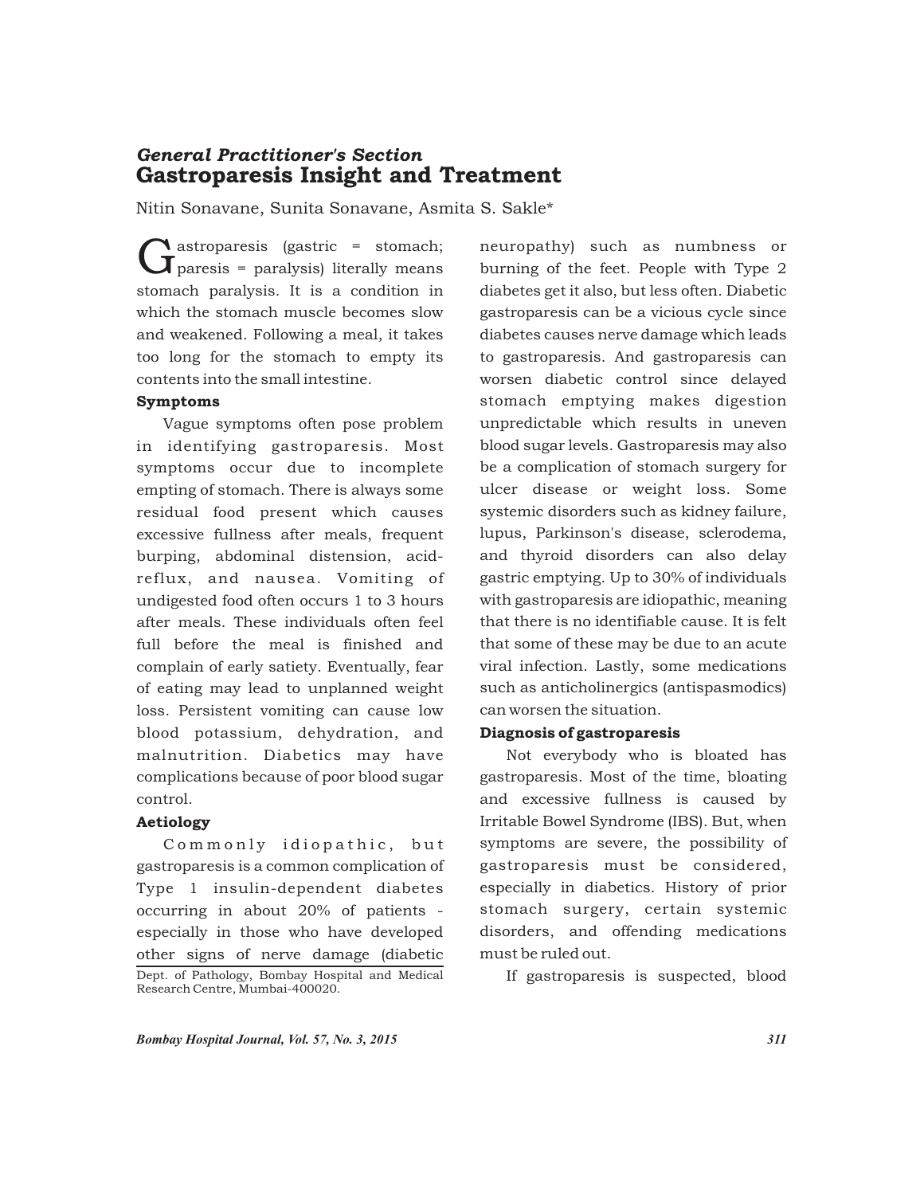*General Practitioner's Section*

# Gastroparesis Insight and Treatment

Nitin Sonavane, Sunita Sonavane, Asmita S. Sakle*

Gastroparesis (gastric = stomach; paresis = paralysis) literally means stomach paralysis. It is a condition in which the stomach muscle becomes slow and weakened. Following a meal, it takes too long for the stomach to empty its contents into the small intestine.

### Symptoms

Vague symptoms often pose problem in identifying gastroparesis. Most symptoms occur due to incomplete empting of stomach. There is always some residual food present which causes excessive fullness after meals, frequent burping, abdominal distension, acid-reflux, and nausea. Vomiting of undigested food often occurs 1 to 3 hours after meals. These individuals often feel full before the meal is finished and complain of early satiety. Eventually, fear of eating may lead to unplanned weight loss. Persistent vomiting can cause low blood potassium, dehydration, and malnutrition. Diabetics may have complications because of poor blood sugar control.

### Aetiology

Commonly idiopathic, but gastroparesis is a common complication of Type 1 insulin-dependent diabetes occurring in about 20% of patients - especially in those who have developed other signs of nerve damage (diabetic neuropathy) such as numbness or burning of the feet. People with Type 2 diabetes get it also, but less often. Diabetic gastroparesis can be a vicious cycle since diabetes causes nerve damage which leads to gastroparesis. And gastroparesis can worsen diabetic control since delayed stomach emptying makes digestion unpredictable which results in uneven blood sugar levels. Gastroparesis may also be a complication of stomach surgery for ulcer disease or weight loss. Some systemic disorders such as kidney failure, lupus, Parkinson's disease, sclerodema, and thyroid disorders can also delay gastric emptying. Up to 30% of individuals with gastroparesis are idiopathic, meaning that there is no identifiable cause. It is felt that some of these may be due to an acute viral infection. Lastly, some medications such as anticholinergics (antispasmodics) can worsen the situation.

### Diagnosis of gastroparesis

Not everybody who is bloated has gastroparesis. Most of the time, bloating and excessive fullness is caused by Irritable Bowel Syndrome (IBS). But, when symptoms are severe, the possibility of gastroparesis must be considered, especially in diabetics. History of prior stomach surgery, certain systemic disorders, and offending medications must be ruled out.

If gastroparesis is suspected, blood

Dept. of Pathology, Bombay Hospital and Medical Research Centre, Mumbai-400020.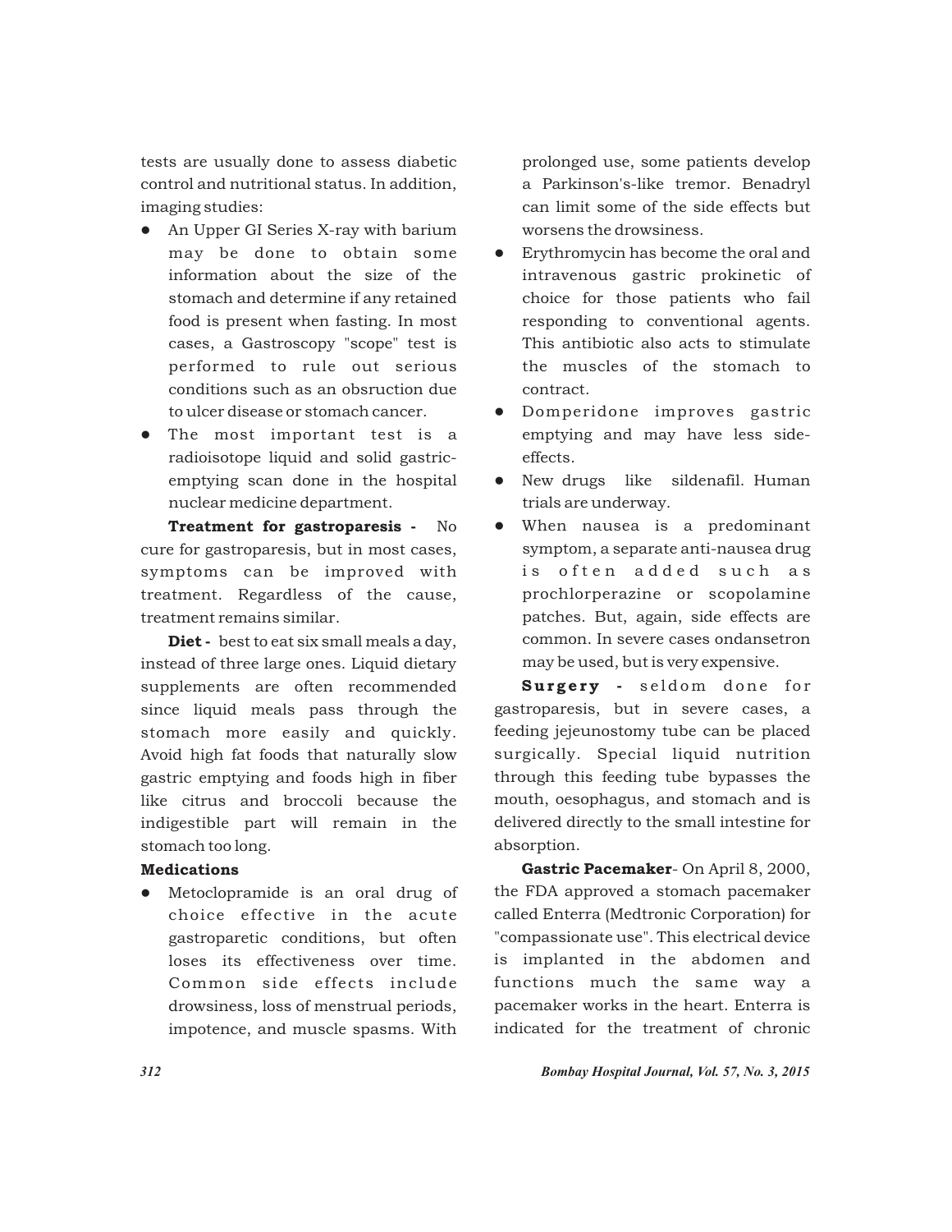tests are usually done to assess diabetic control and nutritional status. In addition, imaging studies:

- An Upper GI Series X-ray with barium may be done to obtain some information about the size of the stomach and determine if any retained food is present when fasting. In most cases, a Gastroscopy "scope" test is performed to rule out serious conditions such as an obsruction due to ulcer disease or stomach cancer.
- The most important test is a radioisotope liquid and solid gastric-emptying scan done in the hospital nuclear medicine department.

**Treatment for gastroparesis -** No cure for gastroparesis, but in most cases, symptoms can be improved with treatment. Regardless of the cause, treatment remains similar.

**Diet -** best to eat six small meals a day, instead of three large ones. Liquid dietary supplements are often recommended since liquid meals pass through the stomach more easily and quickly. Avoid high fat foods that naturally slow gastric emptying and foods high in fiber like citrus and broccoli because the indigestible part will remain in the stomach too long.

**Medications**

- Metoclopramide is an oral drug of choice effective in the acute gastroparetic conditions, but often loses its effectiveness over time. Common side effects include drowsiness, loss of menstrual periods, impotence, and muscle spasms. With prolonged use, some patients develop a Parkinson's-like tremor. Benadryl can limit some of the side effects but worsens the drowsiness.
- Erythromycin has become the oral and intravenous gastric prokinetic of choice for those patients who fail responding to conventional agents. This antibiotic also acts to stimulate the muscles of the stomach to contract.
- Domperidone improves gastric emptying and may have less side-effects.
- New drugs like sildenafil. Human trials are underway.
- When nausea is a predominant symptom, a separate anti-nausea drug is often added such as prochlorperazine or scopolamine patches. But, again, side effects are common. In severe cases ondansetron may be used, but is very expensive.

**Surgery -** seldom done for gastroparesis, but in severe cases, a feeding jejeunostomy tube can be placed surgically. Special liquid nutrition through this feeding tube bypasses the mouth, oesophagus, and stomach and is delivered directly to the small intestine for absorption.

**Gastric Pacemaker**- On April 8, 2000, the FDA approved a stomach pacemaker called Enterra (Medtronic Corporation) for "compassionate use". This electrical device is implanted in the abdomen and functions much the same way a pacemaker works in the heart. Enterra is indicated for the treatment of chronic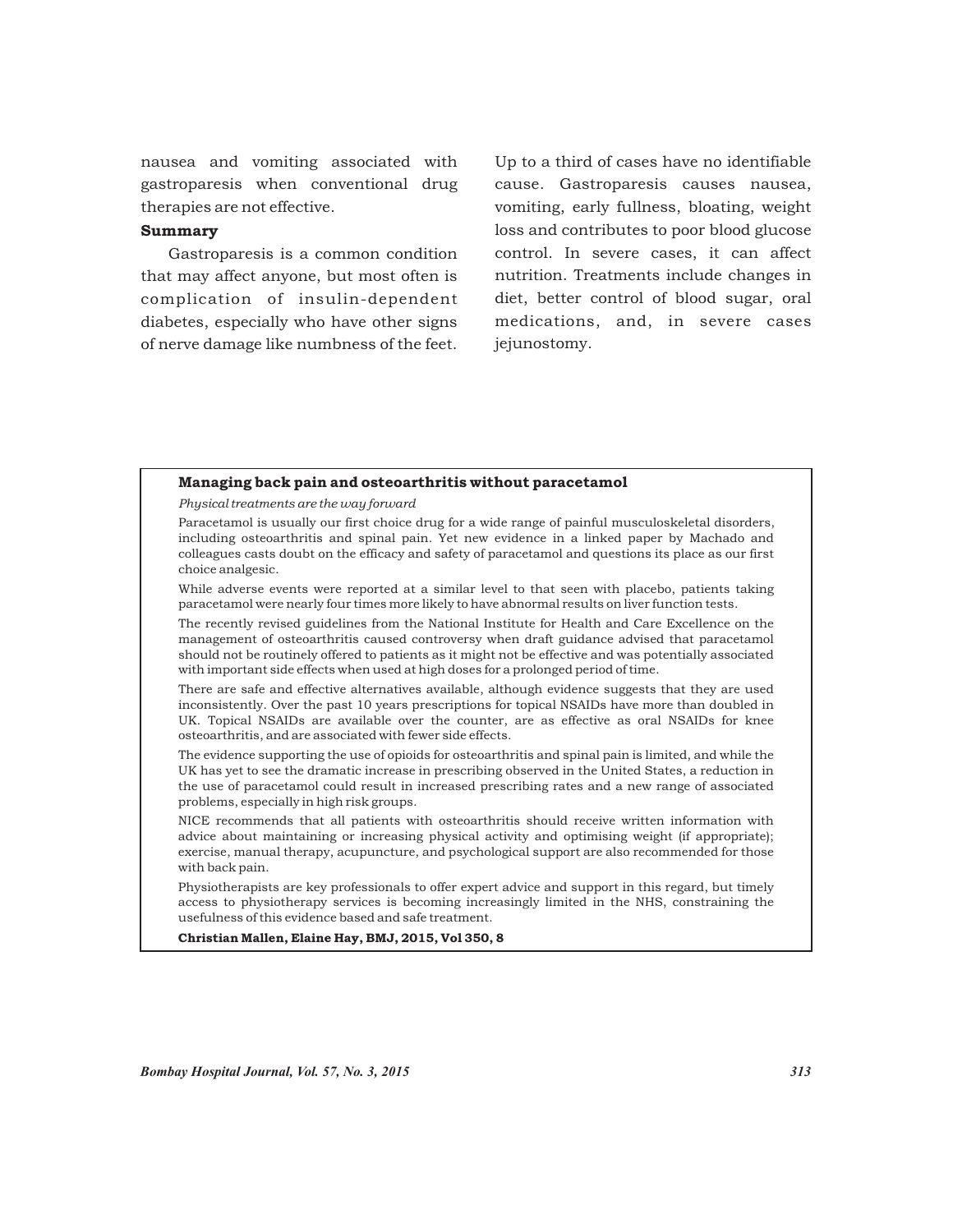nausea and vomiting associated with gastroparesis when conventional drug therapies are not effective.

**Summary**

Gastroparesis is a common condition that may affect anyone, but most often is complication of insulin-dependent diabetes, especially who have other signs of nerve damage like numbness of the feet. Up to a third of cases have no identifiable cause. Gastroparesis causes nausea, vomiting, early fullness, bloating, weight loss and contributes to poor blood glucose control. In severe cases, it can affect nutrition. Treatments include changes in diet, better control of blood sugar, oral medications, and, in severe cases jejunostomy.

**Managing back pain and osteoarthritis without paracetamol**

*Physical treatments are the way forward*

Paracetamol is usually our first choice drug for a wide range of painful musculoskeletal disorders, including osteoarthritis and spinal pain. Yet new evidence in a linked paper by Machado and colleagues casts doubt on the efficacy and safety of paracetamol and questions its place as our first choice analgesic.

While adverse events were reported at a similar level to that seen with placebo, patients taking paracetamol were nearly four times more likely to have abnormal results on liver function tests.

The recently revised guidelines from the National Institute for Health and Care Excellence on the management of osteoarthritis caused controversy when draft guidance advised that paracetamol should not be routinely offered to patients as it might not be effective and was potentially associated with important side effects when used at high doses for a prolonged period of time.

There are safe and effective alternatives available, although evidence suggests that they are used inconsistently. Over the past 10 years prescriptions for topical NSAIDs have more than doubled in UK. Topical NSAIDs are available over the counter, are as effective as oral NSAIDs for knee osteoarthritis, and are associated with fewer side effects.

The evidence supporting the use of opioids for osteoarthritis and spinal pain is limited, and while the UK has yet to see the dramatic increase in prescribing observed in the United States, a reduction in the use of paracetamol could result in increased prescribing rates and a new range of associated problems, especially in high risk groups.

NICE recommends that all patients with osteoarthritis should receive written information with advice about maintaining or increasing physical activity and optimising weight (if appropriate); exercise, manual therapy, acupuncture, and psychological support are also recommended for those with back pain.

Physiotherapists are key professionals to offer expert advice and support in this regard, but timely access to physiotherapy services is becoming increasingly limited in the NHS, constraining the usefulness of this evidence based and safe treatment.

**Christian Mallen, Elaine Hay, BMJ, 2015, Vol 350, 8**